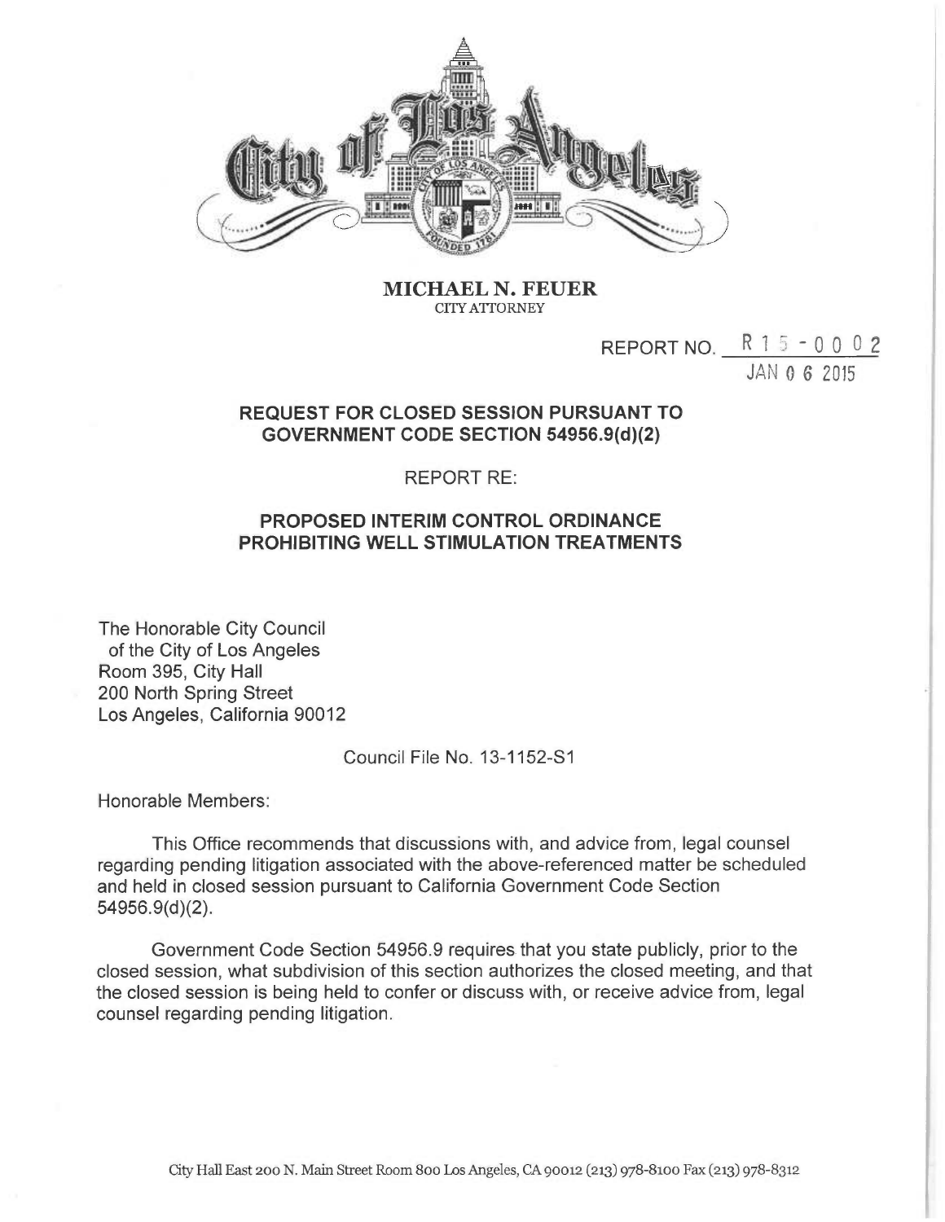**MICHAEL N. FEUER**
CITY ATTORNEY

REPORT NO. R 15 - 0002
JAN 06 2015

**REQUEST FOR CLOSED SESSION PURSUANT TO GOVERNMENT CODE SECTION 54956.9(d)(2)**

REPORT RE:

**PROPOSED INTERIM CONTROL ORDINANCE PROHIBITING WELL STIMULATION TREATMENTS**

The Honorable City Council
of the City of Los Angeles
Room 395, City Hall
200 North Spring Street
Los Angeles, California 90012

Council File No. 13-1152-S1

Honorable Members:

This Office recommends that discussions with, and advice from, legal counsel regarding pending litigation associated with the above-referenced matter be scheduled and held in closed session pursuant to California Government Code Section 54956.9(d)(2).

Government Code Section 54956.9 requires that you state publicly, prior to the closed session, what subdivision of this section authorizes the closed meeting, and that the closed session is being held to confer or discuss with, or receive advice from, legal counsel regarding pending litigation.

City Hall East 200 N. Main Street Room 800 Los Angeles, CA 90012 (213) 978-8100 Fax (213) 978-8312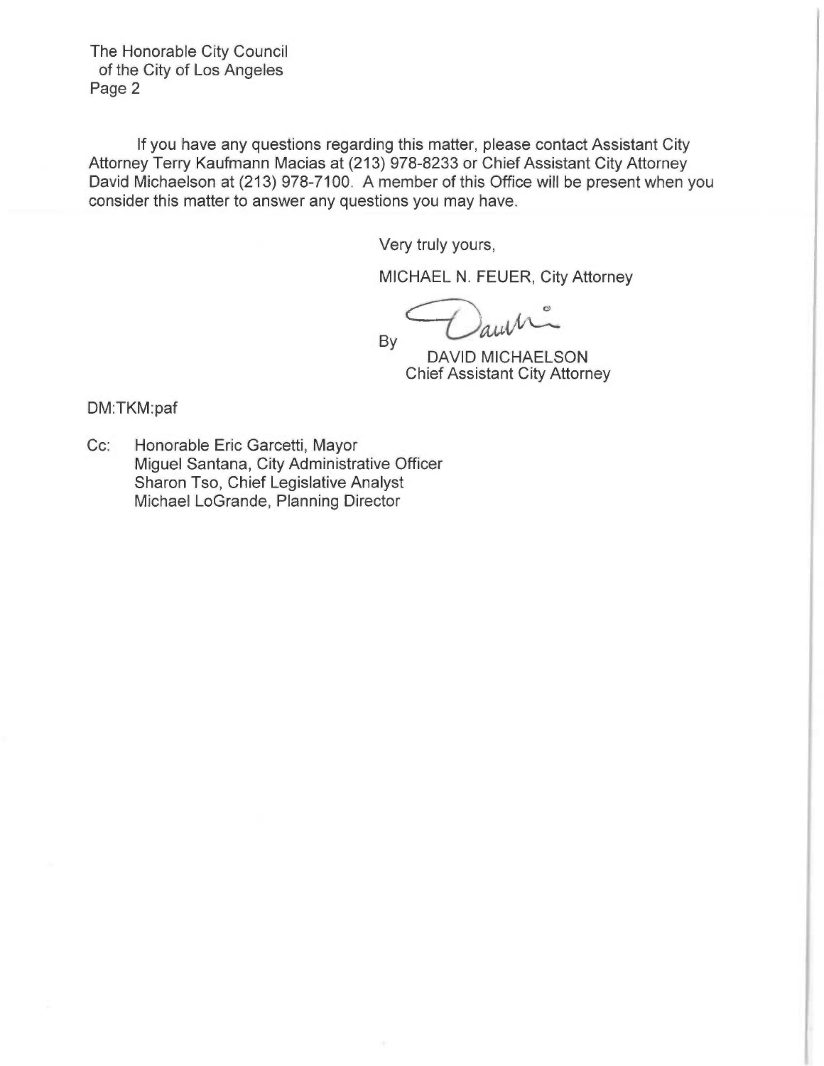The Honorable City Council
of the City of Los Angeles
Page 2

If you have any questions regarding this matter, please contact Assistant City Attorney Terry Kaufmann Macias at (213) 978-8233 or Chief Assistant City Attorney David Michaelson at (213) 978-7100. A member of this Office will be present when you consider this matter to answer any questions you may have.

Very truly yours,

MICHAEL N. FEUER, City Attorney

By

DAVID MICHAELSON
Chief Assistant City Attorney

DM:TKM:paf

Cc: Honorable Eric Garcetti, Mayor
Miguel Santana, City Administrative Officer
Sharon Tso, Chief Legislative Analyst
Michael LoGrande, Planning Director